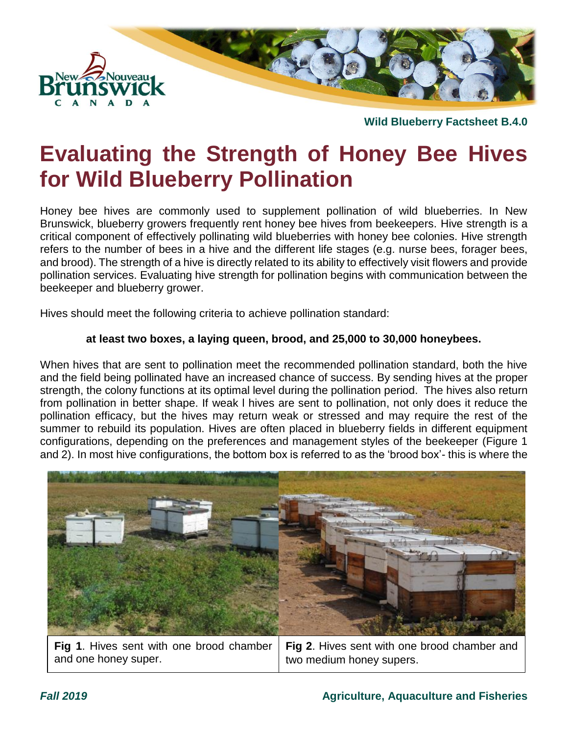Wild Blueberry Factsheet B.4.0

# Evaluating the Strength of Honey Bee Hives for Wild Blueberry Pollination

Honey bee hives are commonly used to supplement pollination of wild blueberries. In New Brunswick, blueberry growers frequently rent honey bee hives from beekeepers. Hive strength is a critical component of effectively pollinating wild blueberries with honey bee colonies. Hive strength refers to the number of bees in a hive and the different life stages (e.g. nurse bees, forager bees, and brood). The strength of a hive is directly related to its ability to effectively visit flowers and provide pollination services. Evaluating hive strength for pollination begins with communication between the beekeeper and blueberry grower.

Hives should meet the following criteria to achieve pollination standard:

**at least two boxes, a laying queen, brood, and 25,000 to 30,000 honeybees.**

When hives that are sent to pollination meet the recommended pollination standard, both the hive and the field being pollinated have an increased chance of success. By sending hives at the proper strength, the colony functions at its optimal level during the pollination period. The hives also return from pollination in better shape. If weak l hives are sent to pollination, not only does it reduce the pollination efficacy, but the hives may return weak or stressed and may require the rest of the summer to rebuild its population. Hives are often placed in blueberry fields in different equipment configurations, depending on the preferences and management styles of the beekeeper (Figure 1 and 2). In most hive configurations, the bottom box is referred to as the 'brood box'- this is where the

**Fig 1**. Hives sent with one brood chamber and one honey super.

**Fig 2**. Hives sent with one brood chamber and two medium honey supers.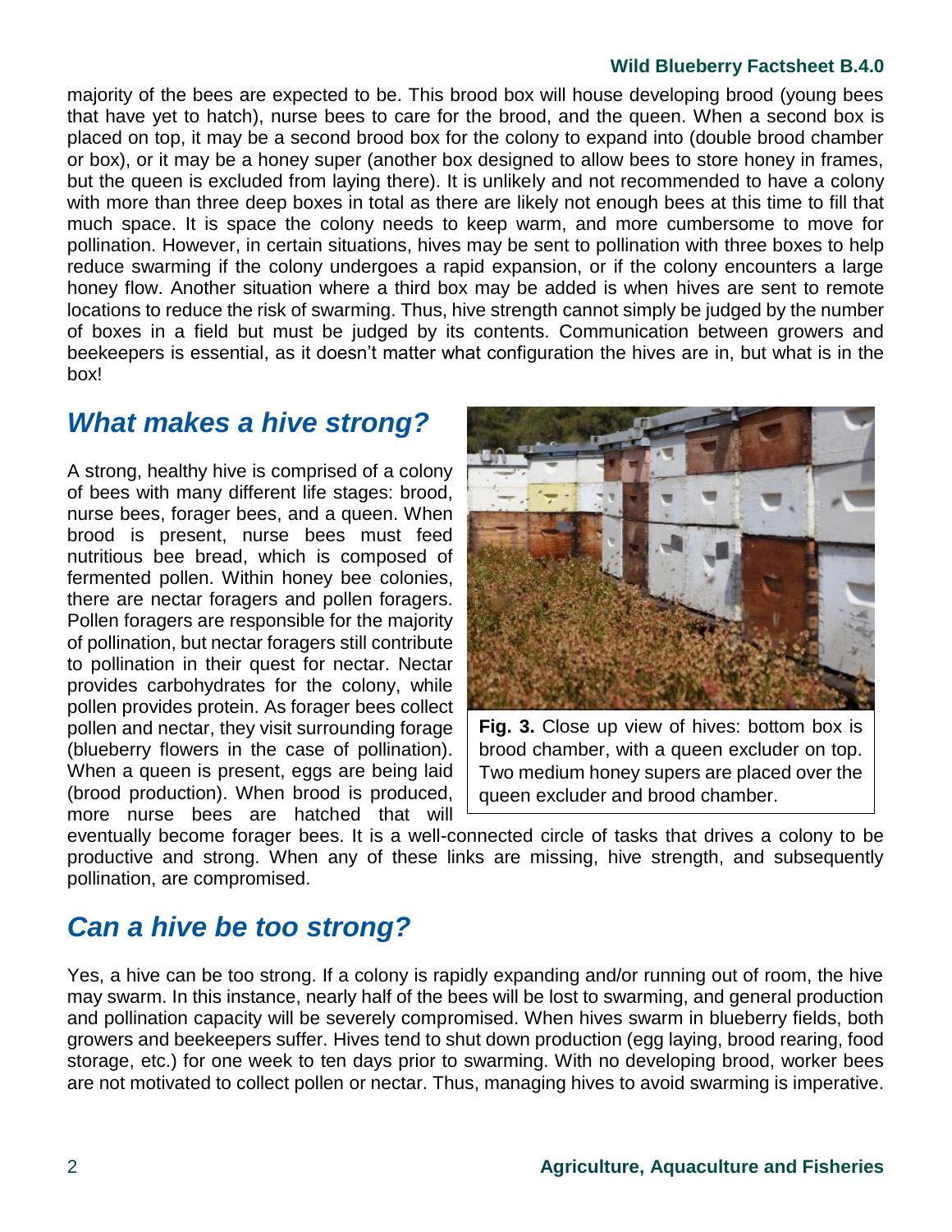majority of the bees are expected to be. This brood box will house developing brood (young bees that have yet to hatch), nurse bees to care for the brood, and the queen. When a second box is placed on top, it may be a second brood box for the colony to expand into (double brood chamber or box), or it may be a honey super (another box designed to allow bees to store honey in frames, but the queen is excluded from laying there). It is unlikely and not recommended to have a colony with more than three deep boxes in total as there are likely not enough bees at this time to fill that much space. It is space the colony needs to keep warm, and more cumbersome to move for pollination. However, in certain situations, hives may be sent to pollination with three boxes to help reduce swarming if the colony undergoes a rapid expansion, or if the colony encounters a large honey flow. Another situation where a third box may be added is when hives are sent to remote locations to reduce the risk of swarming. Thus, hive strength cannot simply be judged by the number of boxes in a field but must be judged by its contents. Communication between growers and beekeepers is essential, as it doesn't matter what configuration the hives are in, but what is in the box!

## *What makes a hive strong?*

A strong, healthy hive is comprised of a colony of bees with many different life stages: brood, nurse bees, forager bees, and a queen. When brood is present, nurse bees must feed nutritious bee bread, which is composed of fermented pollen. Within honey bee colonies, there are nectar foragers and pollen foragers. Pollen foragers are responsible for the majority of pollination, but nectar foragers still contribute to pollination in their quest for nectar. Nectar provides carbohydrates for the colony, while pollen provides protein. As forager bees collect pollen and nectar, they visit surrounding forage (blueberry flowers in the case of pollination). When a queen is present, eggs are being laid (brood production). When brood is produced, more nurse bees are hatched that will eventually become forager bees. It is a well-connected circle of tasks that drives a colony to be productive and strong. When any of these links are missing, hive strength, and subsequently pollination, are compromised.

**Fig. 3.** Close up view of hives: bottom box is brood chamber, with a queen excluder on top. Two medium honey supers are placed over the queen excluder and brood chamber.

## *Can a hive be too strong?*

Yes, a hive can be too strong. If a colony is rapidly expanding and/or running out of room, the hive may swarm. In this instance, nearly half of the bees will be lost to swarming, and general production and pollination capacity will be severely compromised. When hives swarm in blueberry fields, both growers and beekeepers suffer. Hives tend to shut down production (egg laying, brood rearing, food storage, etc.) for one week to ten days prior to swarming. With no developing brood, worker bees are not motivated to collect pollen or nectar. Thus, managing hives to avoid swarming is imperative.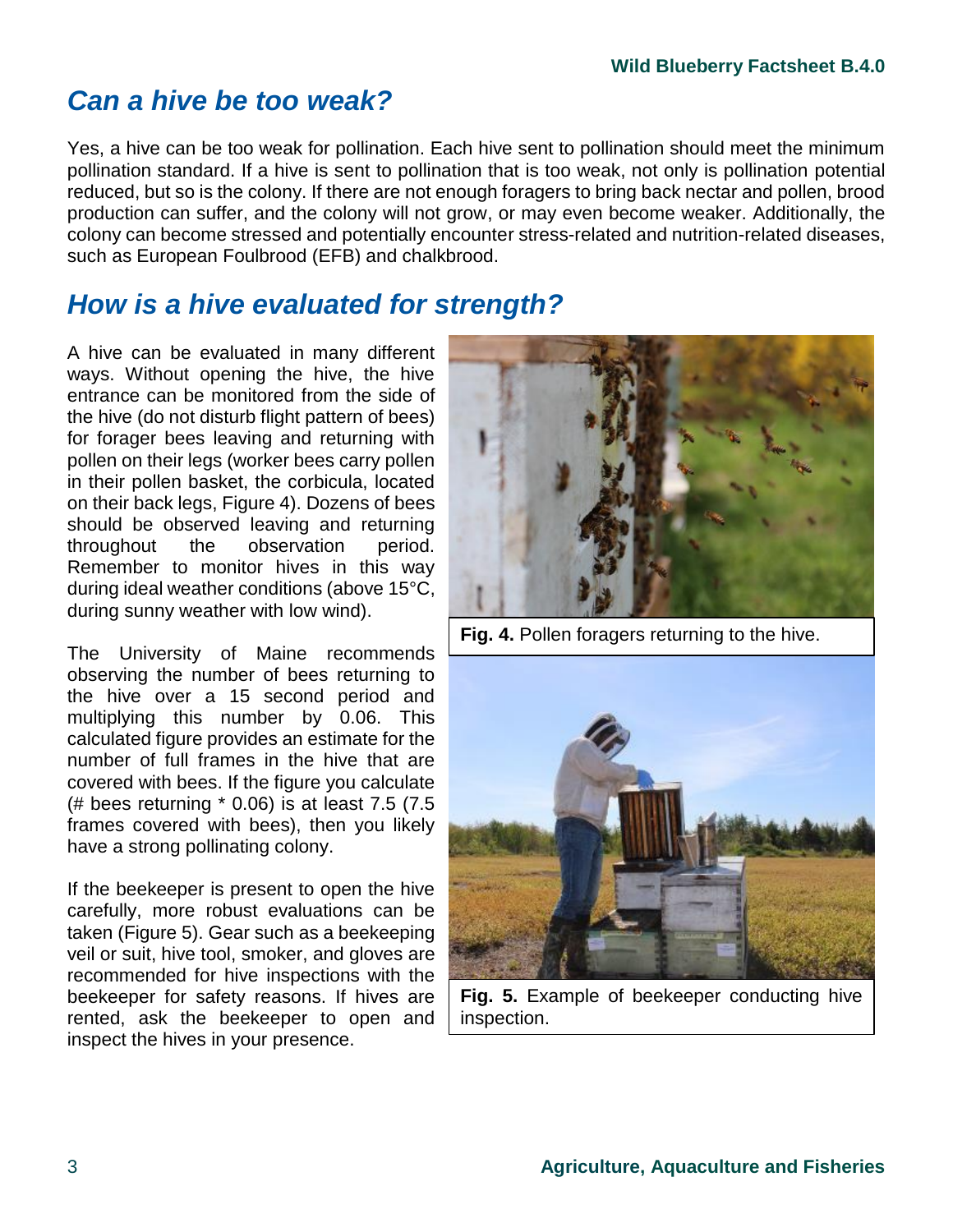## Can a hive be too weak?

Yes, a hive can be too weak for pollination. Each hive sent to pollination should meet the minimum pollination standard. If a hive is sent to pollination that is too weak, not only is pollination potential reduced, but so is the colony. If there are not enough foragers to bring back nectar and pollen, brood production can suffer, and the colony will not grow, or may even become weaker. Additionally, the colony can become stressed and potentially encounter stress-related and nutrition-related diseases, such as European Foulbrood (EFB) and chalkbrood.

## How is a hive evaluated for strength?

A hive can be evaluated in many different ways. Without opening the hive, the hive entrance can be monitored from the side of the hive (do not disturb flight pattern of bees) for forager bees leaving and returning with pollen on their legs (worker bees carry pollen in their pollen basket, the corbicula, located on their back legs, Figure 4). Dozens of bees should be observed leaving and returning throughout the observation period. Remember to monitor hives in this way during ideal weather conditions (above 15°C, during sunny weather with low wind).

**Fig. 4.** Pollen foragers returning to the hive.

The University of Maine recommends observing the number of bees returning to the hive over a 15 second period and multiplying this number by 0.06. This calculated figure provides an estimate for the number of full frames in the hive that are covered with bees. If the figure you calculate (# bees returning * 0.06) is at least 7.5 (7.5 frames covered with bees), then you likely have a strong pollinating colony.

If the beekeeper is present to open the hive carefully, more robust evaluations can be taken (Figure 5). Gear such as a beekeeping veil or suit, hive tool, smoker, and gloves are recommended for hive inspections with the beekeeper for safety reasons. If hives are rented, ask the beekeeper to open and inspect the hives in your presence.

**Fig. 5.** Example of beekeeper conducting hive inspection.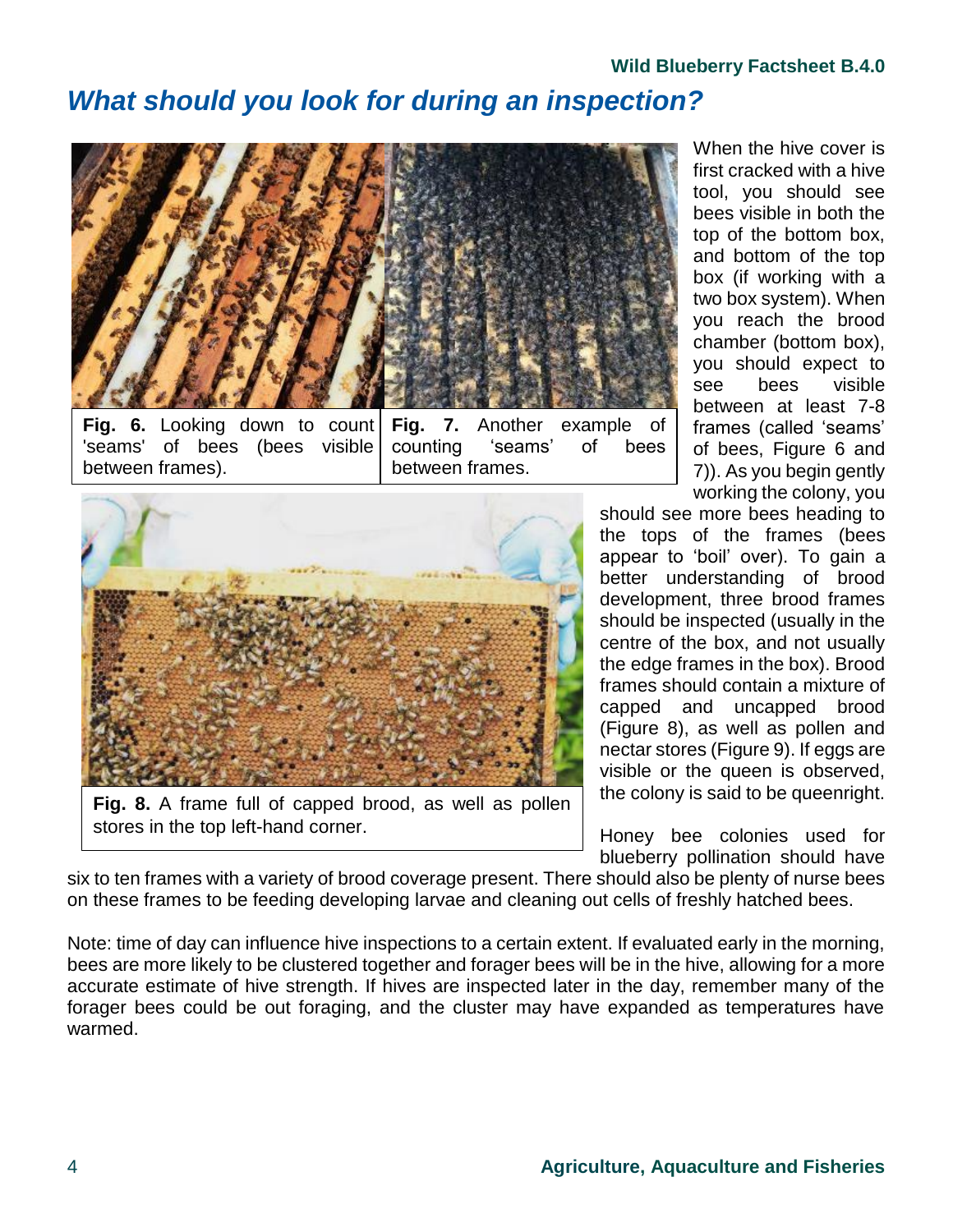## *What should you look for during an inspection?*

**Fig. 6.** Looking down to count 'seams' of bees (bees visible between frames).

**Fig. 7.** Another example of counting 'seams' of bees between frames.

When the hive cover is first cracked with a hive tool, you should see bees visible in both the top of the bottom box, and bottom of the top box (if working with a two box system). When you reach the brood chamber (bottom box), you should expect to see bees visible between at least 7-8 frames (called 'seams' of bees, Figure 6 and 7)). As you begin gently working the colony, you should see more bees heading to the tops of the frames (bees appear to 'boil' over). To gain a better understanding of brood development, three brood frames should be inspected (usually in the centre of the box, and not usually the edge frames in the box). Brood frames should contain a mixture of capped and uncapped brood (Figure 8), as well as pollen and nectar stores (Figure 9). If eggs are visible or the queen is observed, the colony is said to be queenright.

**Fig. 8.** A frame full of capped brood, as well as pollen stores in the top left-hand corner.

Honey bee colonies used for blueberry pollination should have six to ten frames with a variety of brood coverage present. There should also be plenty of nurse bees on these frames to be feeding developing larvae and cleaning out cells of freshly hatched bees.

Note: time of day can influence hive inspections to a certain extent. If evaluated early in the morning, bees are more likely to be clustered together and forager bees will be in the hive, allowing for a more accurate estimate of hive strength. If hives are inspected later in the day, remember many of the forager bees could be out foraging, and the cluster may have expanded as temperatures have warmed.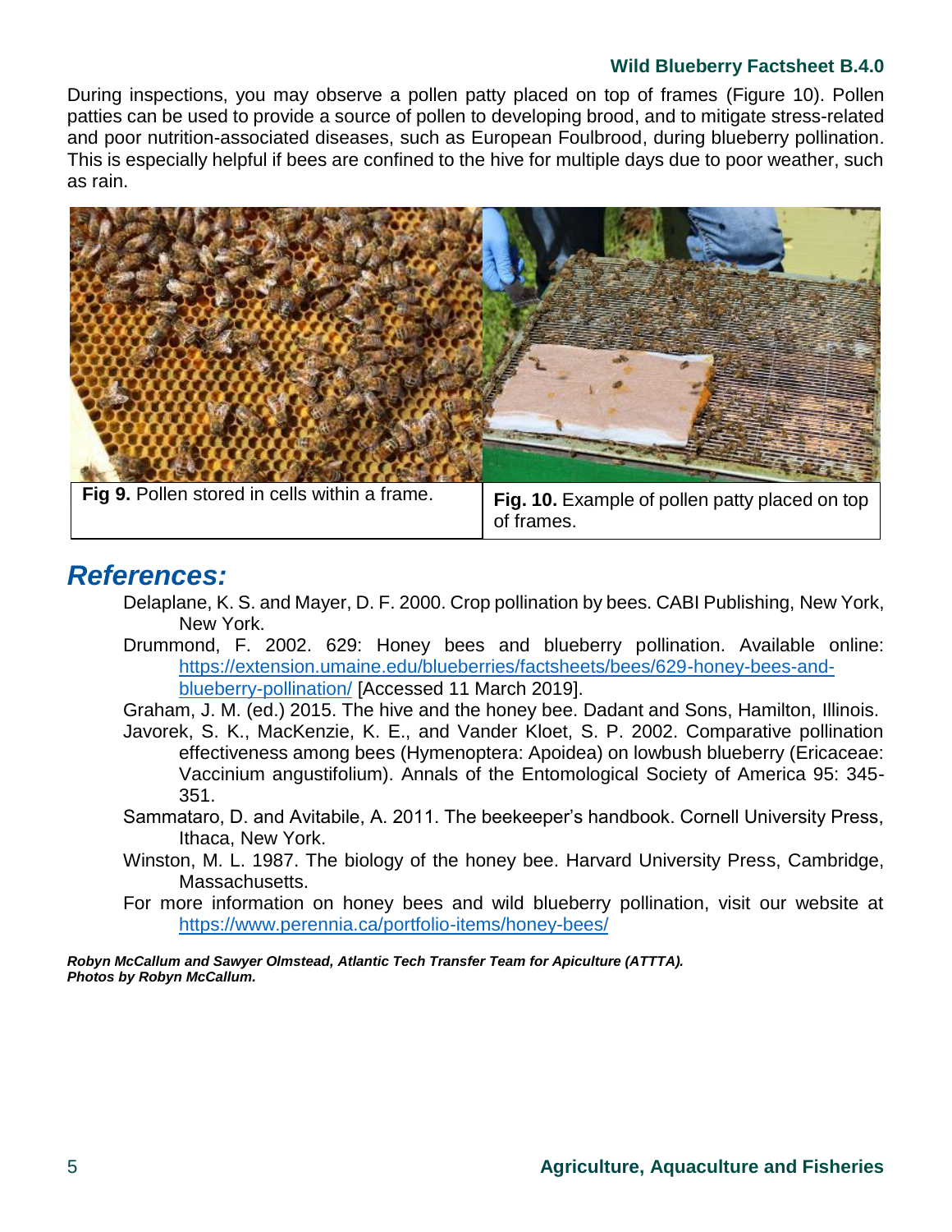During inspections, you may observe a pollen patty placed on top of frames (Figure 10). Pollen patties can be used to provide a source of pollen to developing brood, and to mitigate stress-related and poor nutrition-associated diseases, such as European Foulbrood, during blueberry pollination. This is especially helpful if bees are confined to the hive for multiple days due to poor weather, such as rain.

**Fig 9.** Pollen stored in cells within a frame.

**Fig. 10.** Example of pollen patty placed on top of frames.

## *References:*

Delaplane, K. S. and Mayer, D. F. 2000. Crop pollination by bees. CABI Publishing, New York, New York.

Drummond, F. 2002. 629: Honey bees and blueberry pollination. Available online: [https://extension.umaine.edu/blueberries/factsheets/bees/629-honey-bees-and-blueberry-pollination/](https://extension.umaine.edu/blueberries/factsheets/bees/629-honey-bees-and-blueberry-pollination/) [Accessed 11 March 2019].

Graham, J. M. (ed.) 2015. The hive and the honey bee. Dadant and Sons, Hamilton, Illinois.

Javorek, S. K., MacKenzie, K. E., and Vander Kloet, S. P. 2002. Comparative pollination effectiveness among bees (Hymenoptera: Apoidea) on lowbush blueberry (Ericaceae: Vaccinium angustifolium). Annals of the Entomological Society of America 95: 345-351.

Sammataro, D. and Avitabile, A. 2011. The beekeeper's handbook. Cornell University Press, Ithaca, New York.

Winston, M. L. 1987. The biology of the honey bee. Harvard University Press, Cambridge, Massachusetts.

For more information on honey bees and wild blueberry pollination, visit our website at [https://www.perennia.ca/portfolio-items/honey-bees/](https://www.perennia.ca/portfolio-items/honey-bees/)

***Robyn McCallum and Sawyer Olmstead, Atlantic Tech Transfer Team for Apiculture (ATTTA).***
***Photos by Robyn McCallum.***